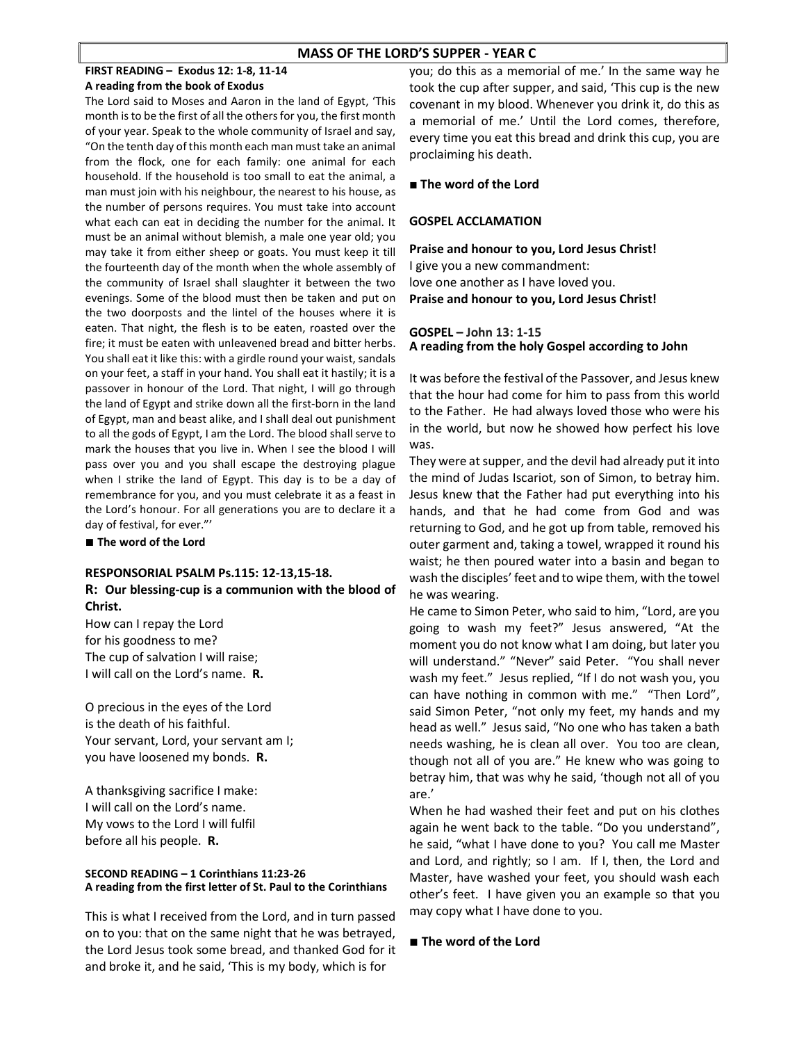# MASS OF THE LORD'S SUPPER - YEAR C

**FIRST READING – Exodus 12: 1-8, 11-14**
**A reading from the book of Exodus**

The Lord said to Moses and Aaron in the land of Egypt, 'This month is to be the first of all the others for you, the first month of your year. Speak to the whole community of Israel and say, "On the tenth day of this month each man must take an animal from the flock, one for each family: one animal for each household. If the household is too small to eat the animal, a man must join with his neighbour, the nearest to his house, as the number of persons requires. You must take into account what each can eat in deciding the number for the animal. It must be an animal without blemish, a male one year old; you may take it from either sheep or goats. You must keep it till the fourteenth day of the month when the whole assembly of the community of Israel shall slaughter it between the two evenings. Some of the blood must then be taken and put on the two doorposts and the lintel of the houses where it is eaten. That night, the flesh is to be eaten, roasted over the fire; it must be eaten with unleavened bread and bitter herbs. You shall eat it like this: with a girdle round your waist, sandals on your feet, a staff in your hand. You shall eat it hastily; it is a passover in honour of the Lord. That night, I will go through the land of Egypt and strike down all the first-born in the land of Egypt, man and beast alike, and I shall deal out punishment to all the gods of Egypt, I am the Lord. The blood shall serve to mark the houses that you live in. When I see the blood I will pass over you and you shall escape the destroying plague when I strike the land of Egypt. This day is to be a day of remembrance for you, and you must celebrate it as a feast in the Lord's honour. For all generations you are to declare it a day of festival, for ever."'

■ **The word of the Lord**

**RESPONSORIAL PSALM Ps.115: 12-13,15-18.**

**R: Our blessing-cup is a communion with the blood of Christ.**

How can I repay the Lord
for his goodness to me?
The cup of salvation I will raise;
I will call on the Lord's name. **R.**

O precious in the eyes of the Lord
is the death of his faithful.
Your servant, Lord, your servant am I;
you have loosened my bonds. **R.**

A thanksgiving sacrifice I make:
I will call on the Lord's name.
My vows to the Lord I will fulfil
before all his people. **R.**

**SECOND READING – 1 Corinthians 11:23-26**
**A reading from the first letter of St. Paul to the Corinthians**

This is what I received from the Lord, and in turn passed on to you: that on the same night that he was betrayed, the Lord Jesus took some bread, and thanked God for it and broke it, and he said, 'This is my body, which is for you; do this as a memorial of me.' In the same way he took the cup after supper, and said, 'This cup is the new covenant in my blood. Whenever you drink it, do this as a memorial of me.' Until the Lord comes, therefore, every time you eat this bread and drink this cup, you are proclaiming his death.

■ **The word of the Lord**

**GOSPEL ACCLAMATION**

**Praise and honour to you, Lord Jesus Christ!**
I give you a new commandment:
love one another as I have loved you.
**Praise and honour to you, Lord Jesus Christ!**

**GOSPEL – John 13: 1-15**
**A reading from the holy Gospel according to John**

It was before the festival of the Passover, and Jesus knew that the hour had come for him to pass from this world to the Father. He had always loved those who were his in the world, but now he showed how perfect his love was.

They were at supper, and the devil had already put it into the mind of Judas Iscariot, son of Simon, to betray him. Jesus knew that the Father had put everything into his hands, and that he had come from God and was returning to God, and he got up from table, removed his outer garment and, taking a towel, wrapped it round his waist; he then poured water into a basin and began to wash the disciples' feet and to wipe them, with the towel he was wearing.

He came to Simon Peter, who said to him, "Lord, are you going to wash my feet?" Jesus answered, "At the moment you do not know what I am doing, but later you will understand." "Never" said Peter. "You shall never wash my feet." Jesus replied, "If I do not wash you, you can have nothing in common with me." "Then Lord", said Simon Peter, "not only my feet, my hands and my head as well." Jesus said, "No one who has taken a bath needs washing, he is clean all over. You too are clean, though not all of you are." He knew who was going to betray him, that was why he said, 'though not all of you are.'

When he had washed their feet and put on his clothes again he went back to the table. "Do you understand", he said, "what I have done to you? You call me Master and Lord, and rightly; so I am. If I, then, the Lord and Master, have washed your feet, you should wash each other's feet. I have given you an example so that you may copy what I have done to you.

■ **The word of the Lord**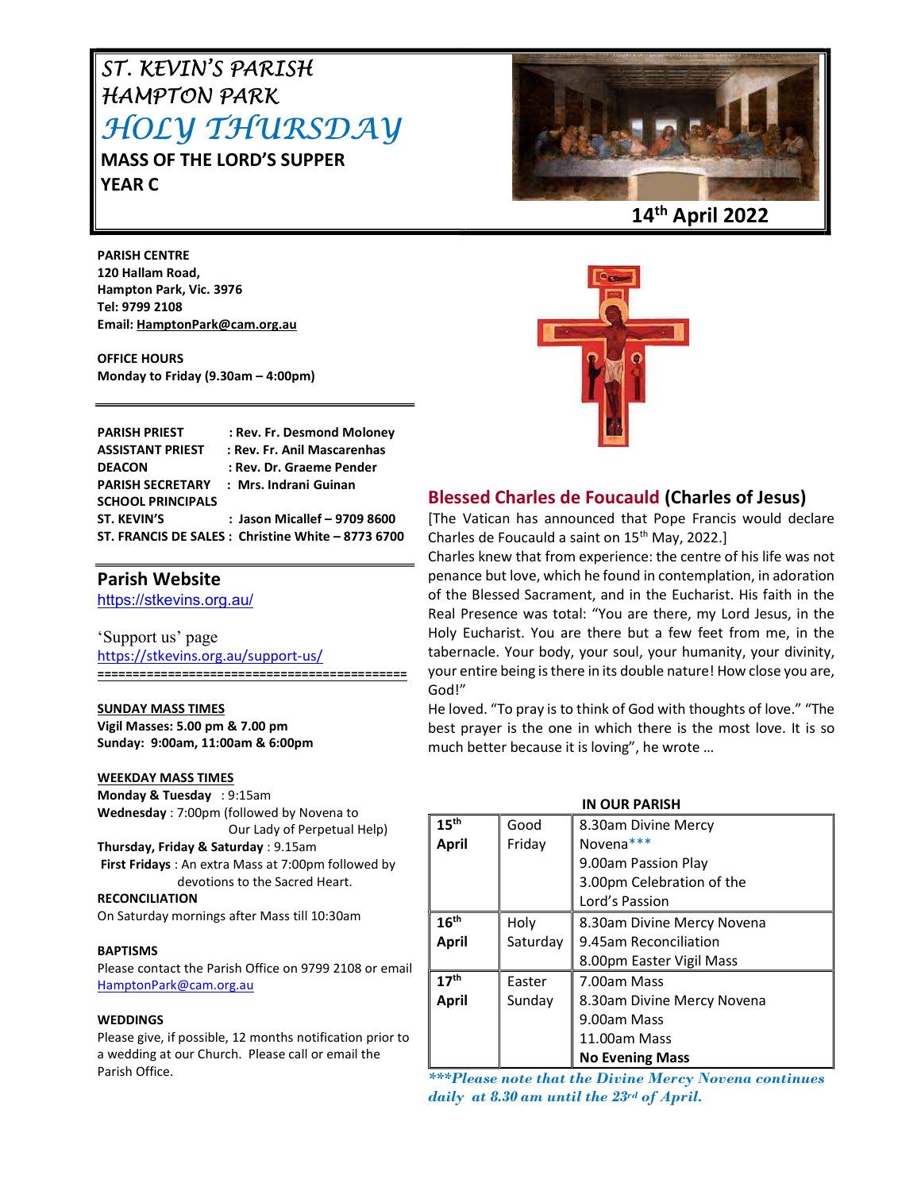# ST. KEVIN'S PARISH HAMPTON PARK

# HOLY THURSDAY

**MASS OF THE LORD'S SUPPER**

**YEAR C**

**14th April 2022**

**PARISH CENTRE**
**120 Hallam Road,**
**Hampton Park, Vic. 3976**
**Tel: 9799 2108**
**Email: HamptonPark@cam.org.au**

**OFFICE HOURS**
**Monday to Friday (9.30am – 4:00pm)**

| | |
|---|---|
| **PARISH PRIEST** | **: Rev. Fr. Desmond Moloney** |
| **ASSISTANT PRIEST** | **: Rev. Fr. Anil Mascarenhas** |
| **DEACON** | **: Rev. Dr. Graeme Pender** |
| **PARISH SECRETARY** | **: Mrs. Indrani Guinan** |
| **SCHOOL PRINCIPALS** | |
| **ST. KEVIN'S** | **: Jason Micallef – 9709 8600** |
| **ST. FRANCIS DE SALES** | **: Christine White – 8773 6700** |

## Parish Website

https://stkevins.org.au/

'Support us' page
https://stkevins.org.au/support-us/

**SUNDAY MASS TIMES**
**Vigil Masses: 5.00 pm & 7.00 pm**
**Sunday: 9:00am, 11:00am & 6:00pm**

**WEEKDAY MASS TIMES**
**Monday & Tuesday** : 9:15am
**Wednesday** : 7:00pm (followed by Novena to Our Lady of Perpetual Help)
**Thursday, Friday & Saturday** : 9.15am
**First Fridays** : An extra Mass at 7:00pm followed by devotions to the Sacred Heart.

**RECONCILIATION**
On Saturday mornings after Mass till 10:30am

**BAPTISMS**
Please contact the Parish Office on 9799 2108 or email HamptonPark@cam.org.au

**WEDDINGS**
Please give, if possible, 12 months notification prior to a wedding at our Church. Please call or email the Parish Office.

## Blessed Charles de Foucauld (Charles of Jesus)

[The Vatican has announced that Pope Francis would declare Charles de Foucauld a saint on 15th May, 2022.]

Charles knew that from experience: the centre of his life was not penance but love, which he found in contemplation, in adoration of the Blessed Sacrament, and in the Eucharist. His faith in the Real Presence was total: "You are there, my Lord Jesus, in the Holy Eucharist. You are there but a few feet from me, in the tabernacle. Your body, your soul, your humanity, your divinity, your entire being is there in its double nature! How close you are, God!"

He loved. "To pray is to think of God with thoughts of love." "The best prayer is the one in which there is the most love. It is so much better because it is loving", he wrote …

**IN OUR PARISH**

| | | |
|---|---|---|
| **15th April** | Good Friday | 8.30am Divine Mercy Novena*** <br> 9.00am Passion Play <br> 3.00pm Celebration of the Lord's Passion |
| **16th April** | Holy Saturday | 8.30am Divine Mercy Novena <br> 9.45am Reconciliation <br> 8.00pm Easter Vigil Mass |
| **17th April** | Easter Sunday | 7.00am Mass <br> 8.30am Divine Mercy Novena <br> 9.00am Mass <br> 11.00am Mass <br> **No Evening Mass** |

****\*\*\*Please note that the Divine Mercy Novena continues daily at 8.30 am until the 23rd of April.***